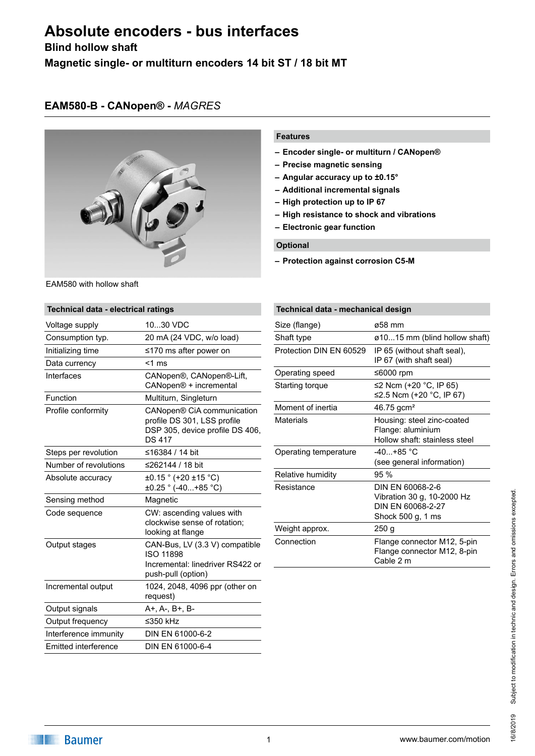# Absolute encoders - bus interfaces

**Blind hollow shaft**

**Magnetic single- or multiturn encoders 14 bit ST / 18 bit MT**

## EAM580-B - CANopen® - *MAGRES*

EAM580 with hollow shaft

### Features

- Encoder single- or multiturn / CANopen®
- Precise magnetic sensing
- Angular accuracy up to ±0.15°
- Additional incremental signals
- High protection up to IP 67
- High resistance to shock and vibrations
- Electronic gear function

### Optional

- Protection against corrosion C5-M

### Technical data - electrical ratings

| | |
|---|---|
| Voltage supply | 10...30 VDC |
| Consumption typ. | 20 mA (24 VDC, w/o load) |
| Initializing time | ≤170 ms after power on |
| Data currency | <1 ms |
| Interfaces | CANopen®, CANopen®-Lift, CANopen® + incremental |
| Function | Multiturn, Singleturn |
| Profile conformity | CANopen® CiA communication profile DS 301, LSS profile DSP 305, device profile DS 406, DS 417 |
| Steps per revolution | ≤16384 / 14 bit |
| Number of revolutions | ≤262144 / 18 bit |
| Absolute accuracy | ±0.15 ° (+20 ±15 °C)<br>±0.25 ° (-40...+85 °C) |
| Sensing method | Magnetic |
| Code sequence | CW: ascending values with clockwise sense of rotation; looking at flange |
| Output stages | CAN-Bus, LV (3.3 V) compatible ISO 11898<br>Incremental: linedriver RS422 or push-pull (option) |
| Incremental output | 1024, 2048, 4096 ppr (other on request) |
| Output signals | A+, A-, B+, B- |
| Output frequency | ≤350 kHz |
| Interference immunity | DIN EN 61000-6-2 |
| Emitted interference | DIN EN 61000-6-4 |

### Technical data - mechanical design

| | |
|---|---|
| Size (flange) | ø58 mm |
| Shaft type | ø10...15 mm (blind hollow shaft) |
| Protection DIN EN 60529 | IP 65 (without shaft seal),<br>IP 67 (with shaft seal) |
| Operating speed | ≤6000 rpm |
| Starting torque | ≤2 Ncm (+20 °C, IP 65)<br>≤2.5 Ncm (+20 °C, IP 67) |
| Moment of inertia | 46.75 gcm² |
| Materials | Housing: steel zinc-coated<br>Flange: aluminium<br>Hollow shaft: stainless steel |
| Operating temperature | -40...+85 °C<br>(see general information) |
| Relative humidity | 95 % |
| Resistance | DIN EN 60068-2-6<br>Vibration 30 g, 10-2000 Hz<br>DIN EN 60068-2-27<br>Shock 500 g, 1 ms |
| Weight approx. | 250 g |
| Connection | Flange connector M12, 5-pin<br>Flange connector M12, 8-pin<br>Cable 2 m |

Subject to modification in technic and design. Errors and omissions excepted.

16/8/2019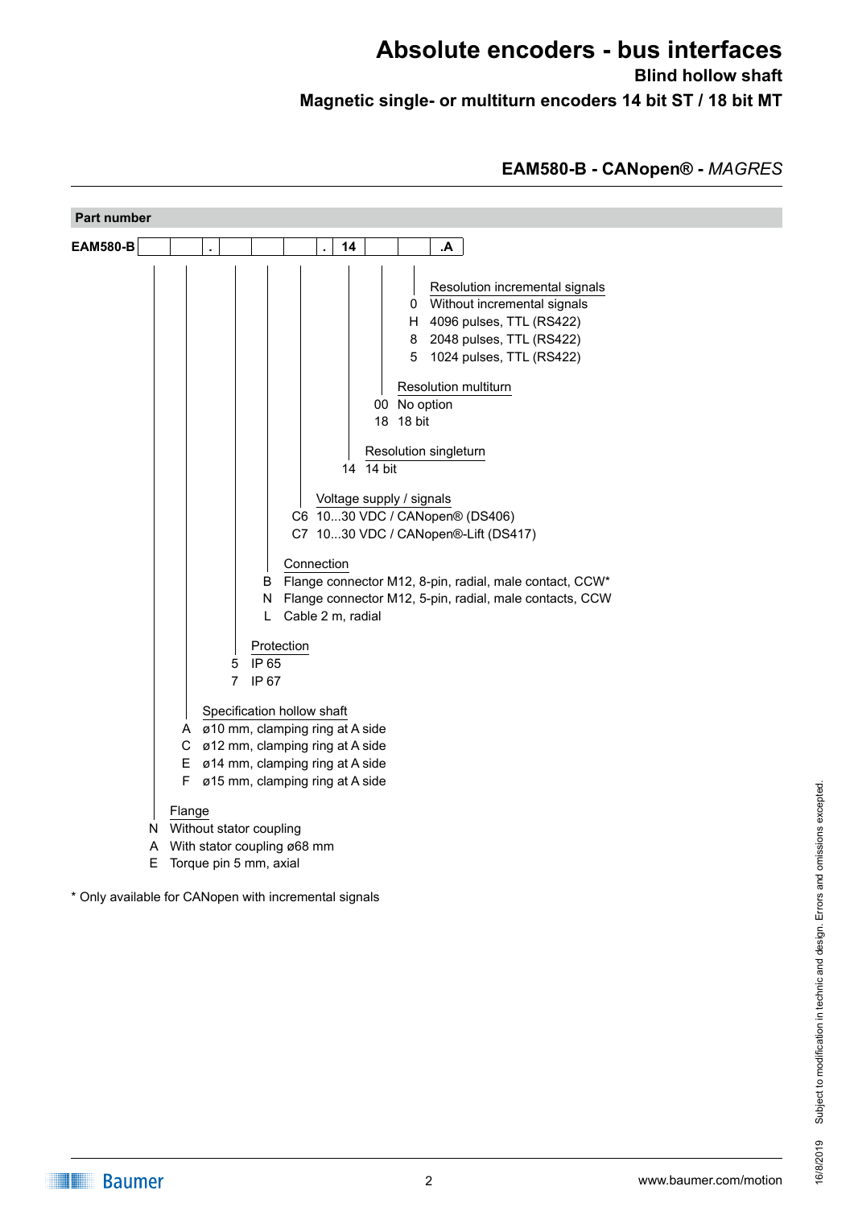# Absolute encoders - bus interfaces

## Blind hollow shaft

### Magnetic single- or multiturn encoders 14 bit ST / 18 bit MT

**EAM580-B - CANopen® -** *MAGRES*

**Part number**

| **EAM580-B** | | | **.** | | | | **.** | **14** | | | **.A** |
|---|---|---|---|---|---|---|---|---|---|---|---|

**Resolution incremental signals**
- 0 Without incremental signals
- H 4096 pulses, TTL (RS422)
- 8 2048 pulses, TTL (RS422)
- 5 1024 pulses, TTL (RS422)

**Resolution multiturn**
- 00 No option
- 18 18 bit

**Resolution singleturn**
- 14 14 bit

**Voltage supply / signals**
- C6 10...30 VDC / CANopen® (DS406)
- C7 10...30 VDC / CANopen®-Lift (DS417)

**Connection**
- B Flange connector M12, 8-pin, radial, male contact, CCW*
- N Flange connector M12, 5-pin, radial, male contacts, CCW
- L Cable 2 m, radial

**Protection**
- 5 IP 65
- 7 IP 67

**Specification hollow shaft**
- A ø10 mm, clamping ring at A side
- C ø12 mm, clamping ring at A side
- E ø14 mm, clamping ring at A side
- F ø15 mm, clamping ring at A side

**Flange**
- N Without stator coupling
- A With stator coupling ø68 mm
- E Torque pin 5 mm, axial

* Only available for CANopen with incremental signals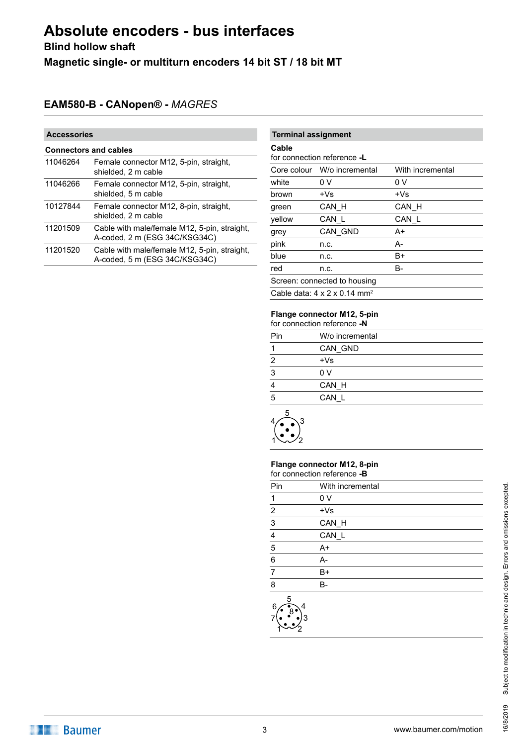# Absolute encoders - bus interfaces

**Blind hollow shaft**

**Magnetic single- or multiturn encoders 14 bit ST / 18 bit MT**

## EAM580-B - CANopen® - *MAGRES*

### Accessories

**Connectors and cables**

| | |
|---|---|
| 11046264 | Female connector M12, 5-pin, straight, shielded, 2 m cable |
| 11046266 | Female connector M12, 5-pin, straight, shielded, 5 m cable |
| 10127844 | Female connector M12, 8-pin, straight, shielded, 2 m cable |
| 11201509 | Cable with male/female M12, 5-pin, straight, A-coded, 2 m (ESG 34C/KSG34C) |
| 11201520 | Cable with male/female M12, 5-pin, straight, A-coded, 5 m (ESG 34C/KSG34C) |

### Terminal assignment

**Cable**
for connection reference **-L**

| Core colour | W/o incremental | With incremental |
|---|---|---|
| white | 0 V | 0 V |
| brown | +Vs | +Vs |
| green | CAN_H | CAN_H |
| yellow | CAN_L | CAN_L |
| grey | CAN_GND | A+ |
| pink | n.c. | A- |
| blue | n.c. | B+ |
| red | n.c. | B- |

Screen: connected to housing

Cable data: 4 x 2 x 0.14 mm²

**Flange connector M12, 5-pin**
for connection reference **-N**

| Pin | W/o incremental |
|---|---|
| 1 | CAN_GND |
| 2 | +Vs |
| 3 | 0 V |
| 4 | CAN_H |
| 5 | CAN_L |

**Flange connector M12, 8-pin**
for connection reference **-B**

| Pin | With incremental |
|---|---|
| 1 | 0 V |
| 2 | +Vs |
| 3 | CAN_H |
| 4 | CAN_L |
| 5 | A+ |
| 6 | A- |
| 7 | B+ |
| 8 | B- |

Subject to modification in technic and design. Errors and omissions excepted.

16/8/2019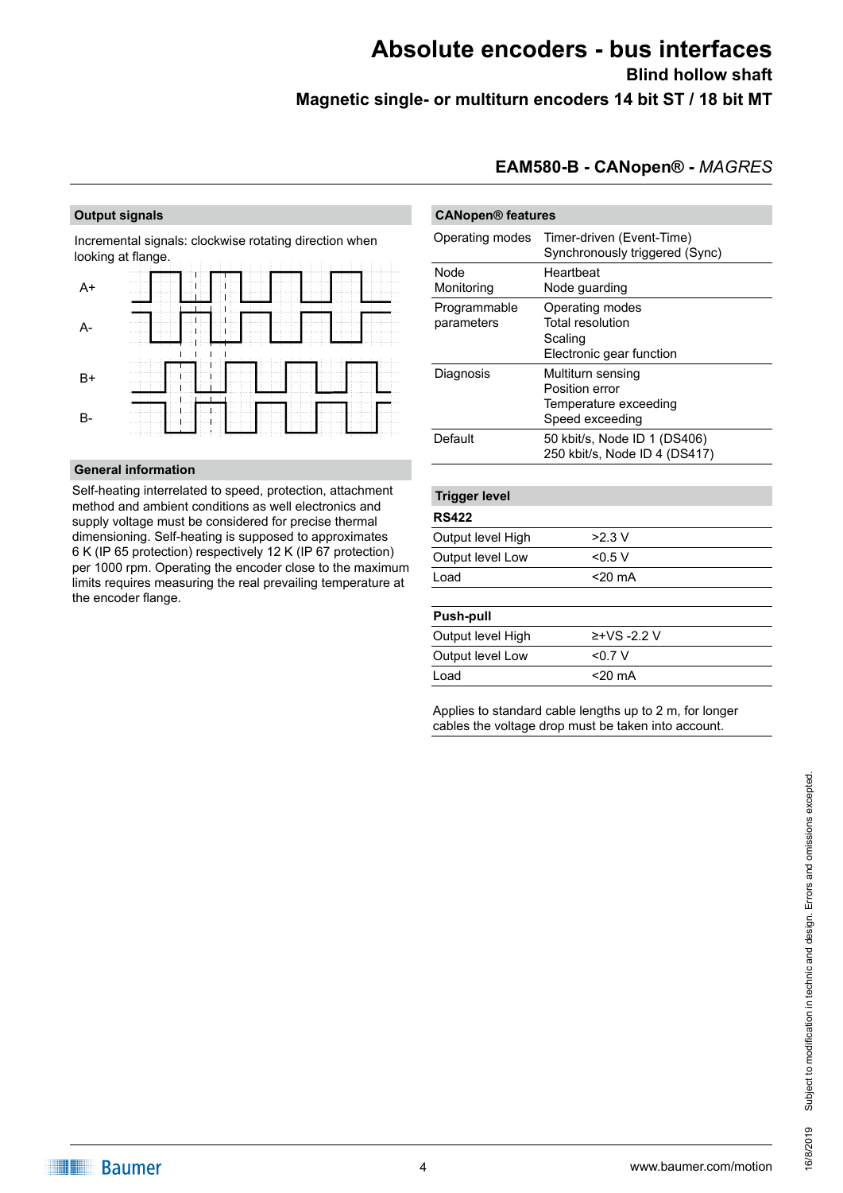# Absolute encoders - bus interfaces

## Blind hollow shaft

## Magnetic single- or multiturn encoders 14 bit ST / 18 bit MT

### EAM580-B - CANopen® - *MAGRES*

### Output signals

Incremental signals: clockwise rotating direction when looking at flange.

A+

A-

B+

B-

### General information

Self-heating interrelated to speed, protection, attachment method and ambient conditions as well electronics and supply voltage must be considered for precise thermal dimensioning. Self-heating is supposed to approximates 6 K (IP 65 protection) respectively 12 K (IP 67 protection) per 1000 rpm. Operating the encoder close to the maximum limits requires measuring the real prevailing temperature at the encoder flange.

### CANopen® features

| | |
|---|---|
| Operating modes | Timer-driven (Event-Time)<br>Synchronously triggered (Sync) |
| Node Monitoring | Heartbeat<br>Node guarding |
| Programmable parameters | Operating modes<br>Total resolution<br>Scaling<br>Electronic gear function |
| Diagnosis | Multiturn sensing<br>Position error<br>Temperature exceeding<br>Speed exceeding |
| Default | 50 kbit/s, Node ID 1 (DS406)<br>250 kbit/s, Node ID 4 (DS417) |

### Trigger level

**RS422**

| | |
|---|---|
| Output level High | >2.3 V |
| Output level Low | <0.5 V |
| Load | <20 mA |

**Push-pull**

| | |
|---|---|
| Output level High | ≥+VS -2.2 V |
| Output level Low | <0.7 V |
| Load | <20 mA |

Applies to standard cable lengths up to 2 m, for longer cables the voltage drop must be taken into account.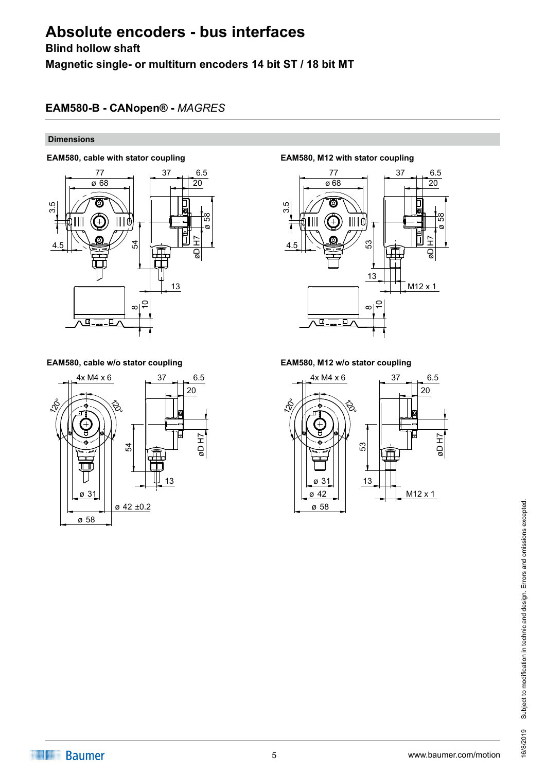# Absolute encoders - bus interfaces

**Blind hollow shaft**

**Magnetic single- or multiturn encoders 14 bit ST / 18 bit MT**

## EAM580-B - CANopen® - *MAGRES*

### Dimensions

**EAM580, cable with stator coupling**

77, ø 68, 37, 6.5, 20, 3.5, 4.5, 54, ø 58, øD H7, 13, 8, 10

**EAM580, M12 with stator coupling**

77, ø 68, 37, 6.5, 20, 3.5, 4.5, 53, ø 58, øD H7, 13, M12 x 1, 8, 10

**EAM580, cable w/o stator coupling**

4x M4 x 6, 120°, 120°, 37, 6.5, 20, 54, øD H7, 13, ø 31, ø 42 ±0.2, ø 58

**EAM580, M12 w/o stator coupling**

4x M4 x 6, 120°, 120°, 37, 6.5, 20, 53, øD H7, 13, M12 x 1, ø 31, ø 42, ø 58

Subject to modification in technic and design. Errors and omissions excepted.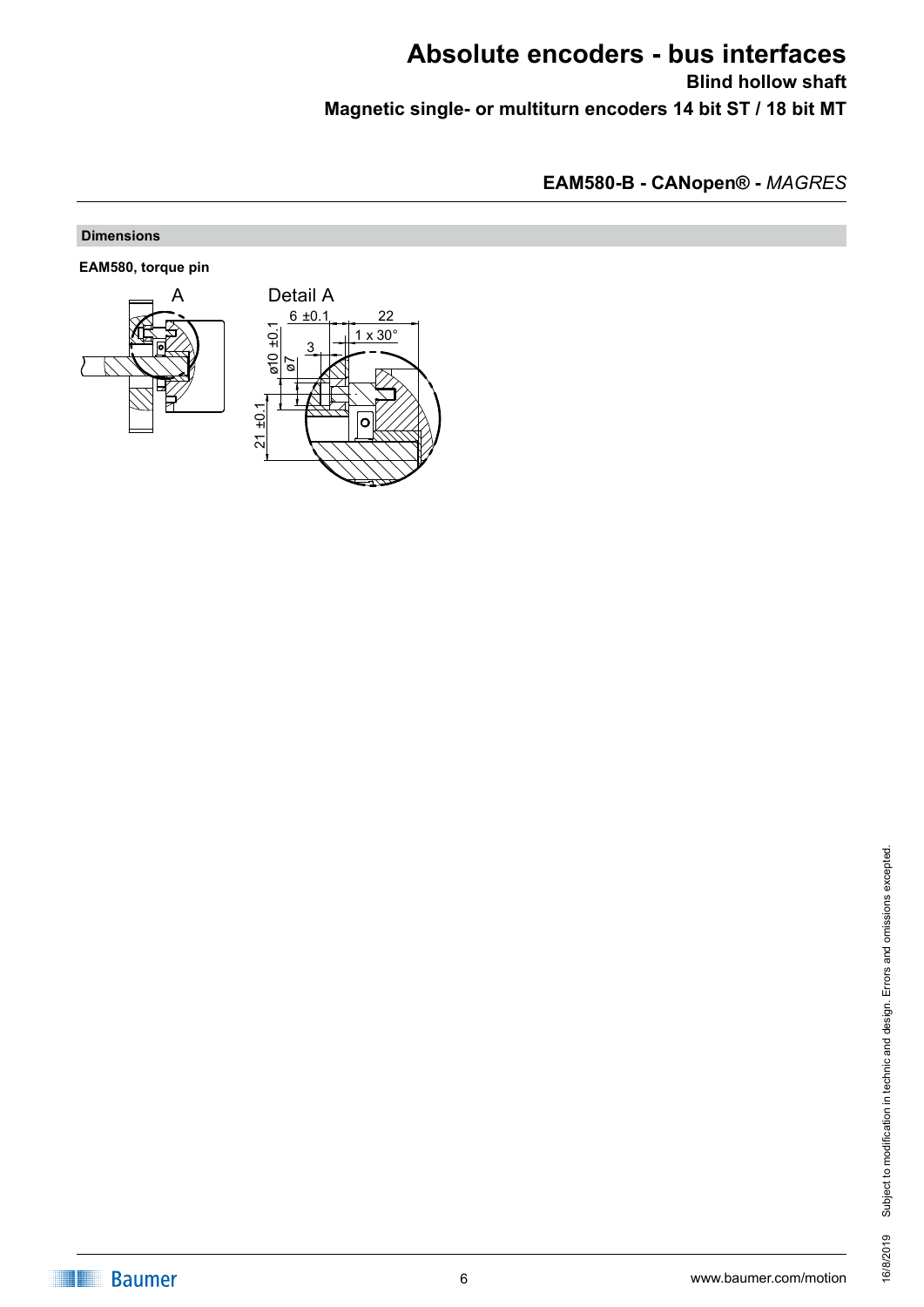# Absolute encoders - bus interfaces

**Blind hollow shaft**

**Magnetic single- or multiturn encoders 14 bit ST / 18 bit MT**

**EAM580-B - CANopen® -** ***MAGRES***

## Dimensions

**EAM580, torque pin**

A

Detail A

6 ±0.1

22

1 x 30°

3

ø10 ±0.1

ø7

21 ±0.1